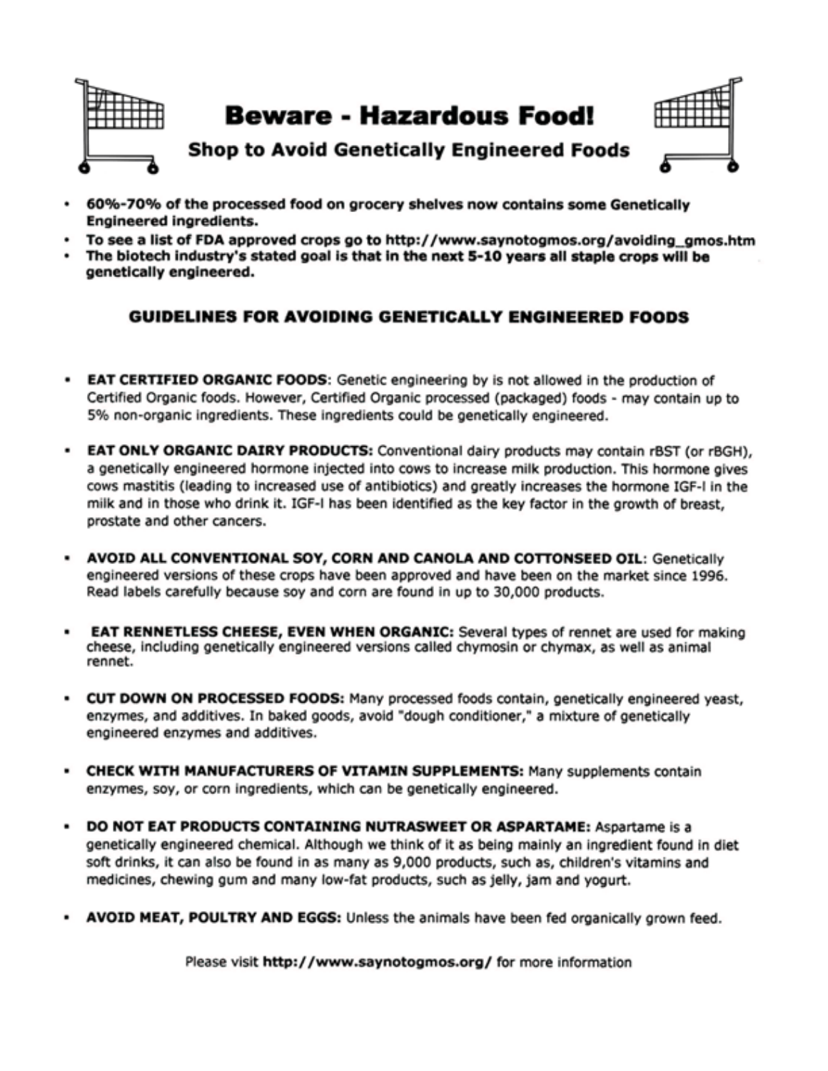# Beware - Hazardous Food!

## Shop to Avoid Genetically Engineered Foods

- **60%-70% of the processed food on grocery shelves now contains some Genetically Engineered ingredients.**
- **To see a list of FDA approved crops go to http://www.saynotogmos.org/avoiding_gmos.htm**
- **The biotech industry's stated goal is that in the next 5-10 years all staple crops will be genetically engineered.**

### GUIDELINES FOR AVOIDING GENETICALLY ENGINEERED FOODS

- **EAT CERTIFIED ORGANIC FOODS**: Genetic engineering by is not allowed in the production of Certified Organic foods. However, Certified Organic processed (packaged) foods - may contain up to 5% non-organic ingredients. These ingredients could be genetically engineered.

- **EAT ONLY ORGANIC DAIRY PRODUCTS:** Conventional dairy products may contain rBST (or rBGH), a genetically engineered hormone injected into cows to increase milk production. This hormone gives cows mastitis (leading to increased use of antibiotics) and greatly increases the hormone IGF-I in the milk and in those who drink it. IGF-I has been identified as the key factor in the growth of breast, prostate and other cancers.

- **AVOID ALL CONVENTIONAL SOY, CORN AND CANOLA AND COTTONSEED OIL**: Genetically engineered versions of these crops have been approved and have been on the market since 1996. Read labels carefully because soy and corn are found in up to 30,000 products.

- **EAT RENNETLESS CHEESE, EVEN WHEN ORGANIC:** Several types of rennet are used for making cheese, including genetically engineered versions called chymosin or chymax, as well as animal rennet.

- **CUT DOWN ON PROCESSED FOODS:** Many processed foods contain, genetically engineered yeast, enzymes, and additives. In baked goods, avoid "dough conditioner," a mixture of genetically engineered enzymes and additives.

- **CHECK WITH MANUFACTURERS OF VITAMIN SUPPLEMENTS:** Many supplements contain enzymes, soy, or corn ingredients, which can be genetically engineered.

- **DO NOT EAT PRODUCTS CONTAINING NUTRASWEET OR ASPARTAME:** Aspartame is a genetically engineered chemical. Although we think of it as being mainly an ingredient found in diet soft drinks, it can also be found in as many as 9,000 products, such as, children's vitamins and medicines, chewing gum and many low-fat products, such as jelly, jam and yogurt.

- **AVOID MEAT, POULTRY AND EGGS:** Unless the animals have been fed organically grown feed.

Please visit **http://www.saynotogmos.org/** for more information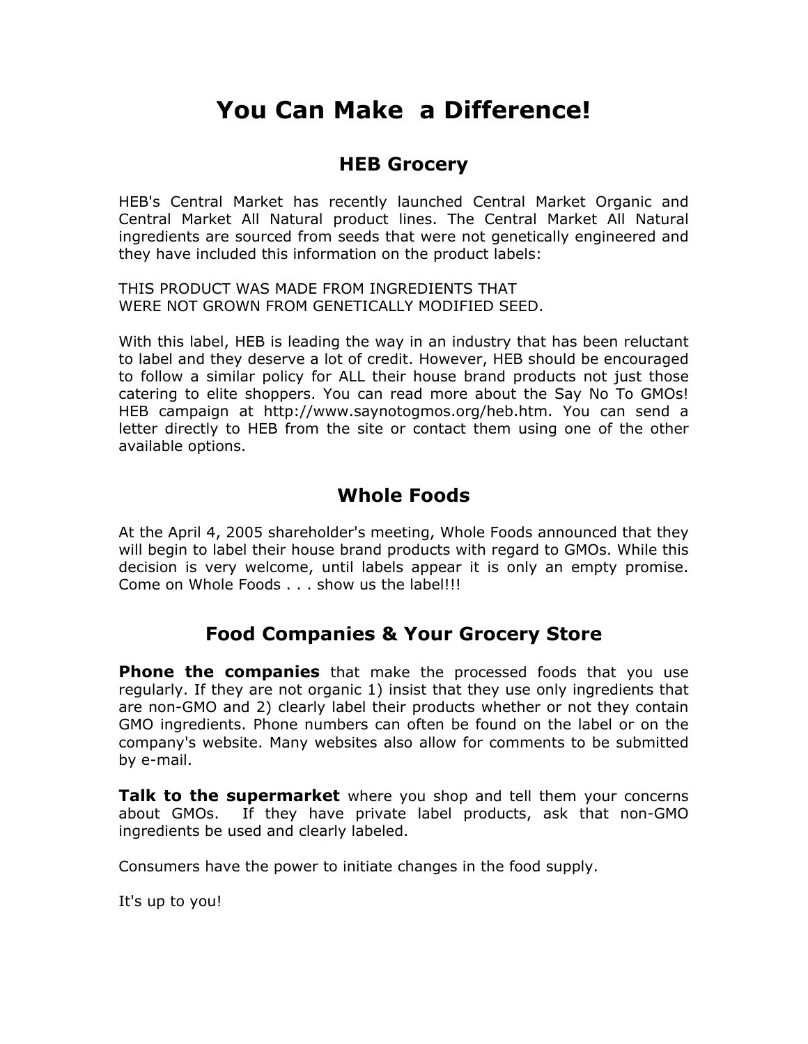# You Can Make a Difference!

## HEB Grocery

HEB's Central Market has recently launched Central Market Organic and Central Market All Natural product lines. The Central Market All Natural ingredients are sourced from seeds that were not genetically engineered and they have included this information on the product labels:

THIS PRODUCT WAS MADE FROM INGREDIENTS THAT
WERE NOT GROWN FROM GENETICALLY MODIFIED SEED.

With this label, HEB is leading the way in an industry that has been reluctant to label and they deserve a lot of credit. However, HEB should be encouraged to follow a similar policy for ALL their house brand products not just those catering to elite shoppers. You can read more about the Say No To GMOs! HEB campaign at http://www.saynotogmos.org/heb.htm. You can send a letter directly to HEB from the site or contact them using one of the other available options.

## Whole Foods

At the April 4, 2005 shareholder's meeting, Whole Foods announced that they will begin to label their house brand products with regard to GMOs. While this decision is very welcome, until labels appear it is only an empty promise. Come on Whole Foods . . . show us the label!!!

## Food Companies & Your Grocery Store

**Phone the companies** that make the processed foods that you use regularly. If they are not organic 1) insist that they use only ingredients that are non-GMO and 2) clearly label their products whether or not they contain GMO ingredients. Phone numbers can often be found on the label or on the company's website. Many websites also allow for comments to be submitted by e-mail.

**Talk to the supermarket** where you shop and tell them your concerns about GMOs. If they have private label products, ask that non-GMO ingredients be used and clearly labeled.

Consumers have the power to initiate changes in the food supply.

It's up to you!